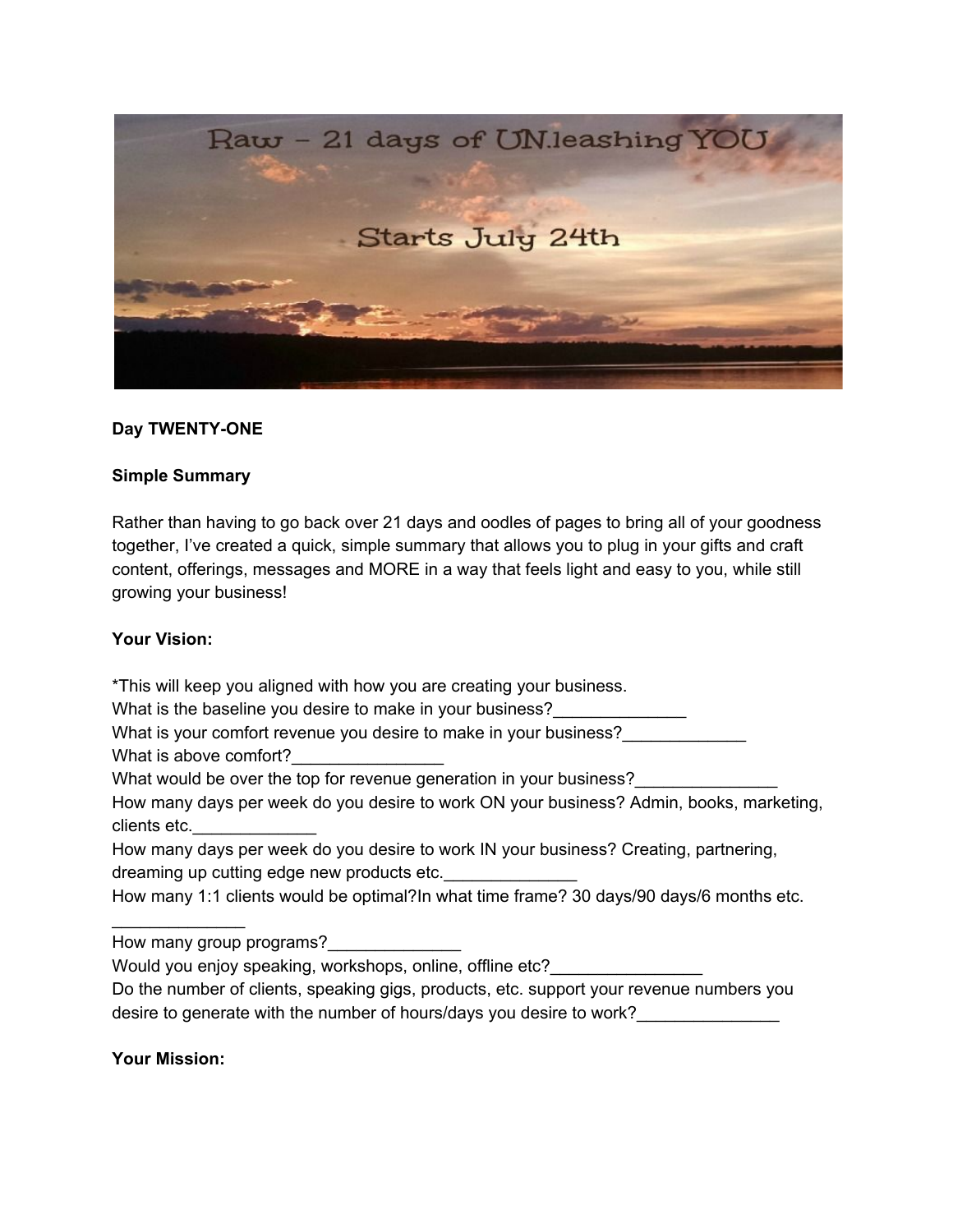**Day TWENTY-ONE**

**Simple Summary**

Rather than having to go back over 21 days and oodles of pages to bring all of your goodness together, I've created a quick, simple summary that allows you to plug in your gifts and craft content, offerings, messages and MORE in a way that feels light and easy to you, while still growing your business!

**Your Vision:**

*This will keep you aligned with how you are creating your business.
What is the baseline you desire to make in your business?______________
What is your comfort revenue you desire to make in your business?_____________
What is above comfort?________________
What would be over the top for revenue generation in your business?_______________
How many days per week do you desire to work ON your business? Admin, books, marketing, clients etc._____________
How many days per week do you desire to work IN your business? Creating, partnering, dreaming up cutting edge new products etc.______________
How many 1:1 clients would be optimal?In what time frame? 30 days/90 days/6 months etc.
______________
How many group programs?______________
Would you enjoy speaking, workshops, online, offline etc?________________
Do the number of clients, speaking gigs, products, etc. support your revenue numbers you desire to generate with the number of hours/days you desire to work?_______________

**Your Mission:**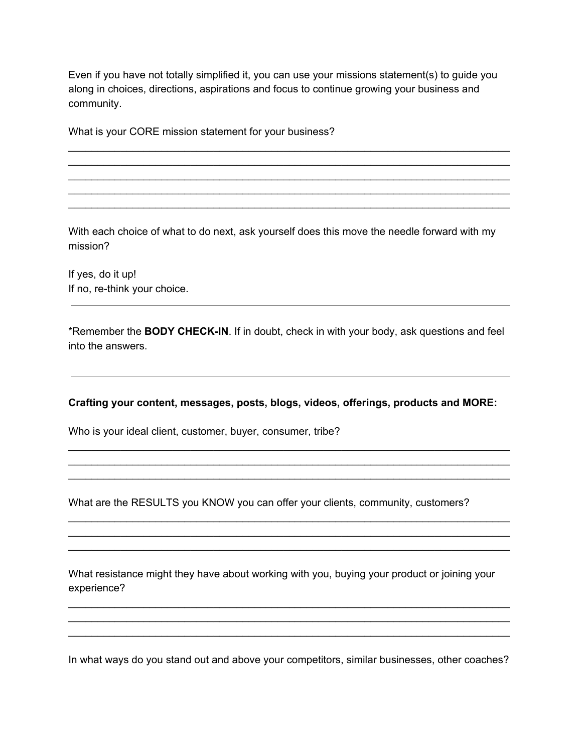Even if you have not totally simplified it, you can use your missions statement(s) to guide you along in choices, directions, aspirations and focus to continue growing your business and community.

What is your CORE mission statement for your business?

______________________________________________________________________________
______________________________________________________________________________
______________________________________________________________________________
______________________________________________________________________________
______________________________________________________________________________

With each choice of what to do next, ask yourself does this move the needle forward with my mission?

If yes, do it up!
If no, re-think your choice.

---

*Remember the **BODY CHECK-IN**. If in doubt, check in with your body, ask questions and feel into the answers.

---

**Crafting your content, messages, posts, blogs, videos, offerings, products and MORE:**

Who is your ideal client, customer, buyer, consumer, tribe?

______________________________________________________________________________
______________________________________________________________________________
______________________________________________________________________________

What are the RESULTS you KNOW you can offer your clients, community, customers?

______________________________________________________________________________
______________________________________________________________________________
______________________________________________________________________________

What resistance might they have about working with you, buying your product or joining your experience?

______________________________________________________________________________
______________________________________________________________________________
______________________________________________________________________________

In what ways do you stand out and above your competitors, similar businesses, other coaches?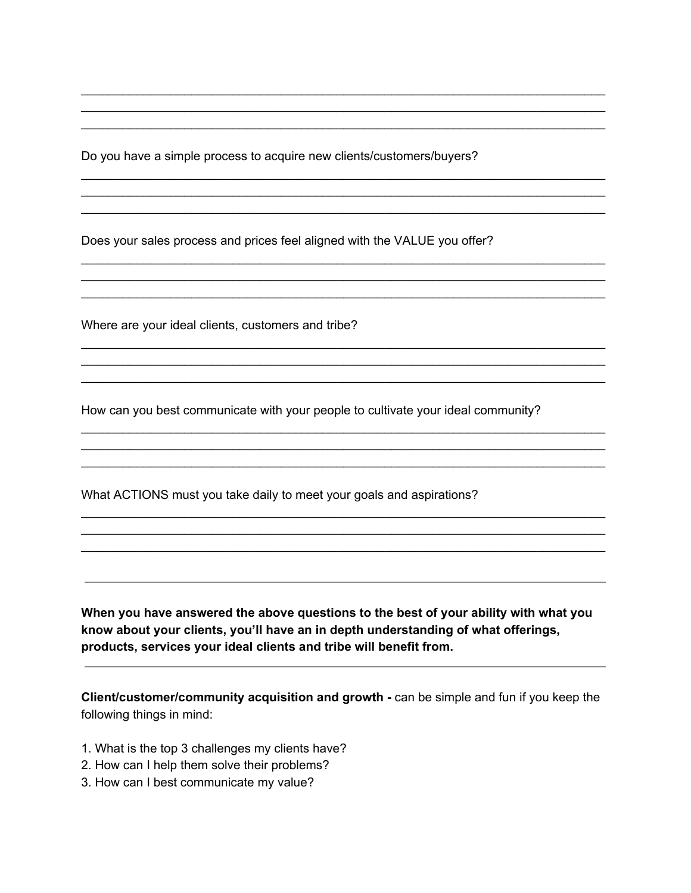\_\_\_\_\_\_\_\_\_\_\_\_\_\_\_\_\_\_\_\_\_\_\_\_\_\_\_\_\_\_\_\_\_\_\_\_\_\_\_\_\_\_\_\_\_\_\_\_\_\_\_\_\_\_\_\_\_\_\_\_\_\_\_\_\_\_\_\_\_\_\_\_\_\_\_\_\_\_
\_\_\_\_\_\_\_\_\_\_\_\_\_\_\_\_\_\_\_\_\_\_\_\_\_\_\_\_\_\_\_\_\_\_\_\_\_\_\_\_\_\_\_\_\_\_\_\_\_\_\_\_\_\_\_\_\_\_\_\_\_\_\_\_\_\_\_\_\_\_\_\_\_\_\_\_\_\_
\_\_\_\_\_\_\_\_\_\_\_\_\_\_\_\_\_\_\_\_\_\_\_\_\_\_\_\_\_\_\_\_\_\_\_\_\_\_\_\_\_\_\_\_\_\_\_\_\_\_\_\_\_\_\_\_\_\_\_\_\_\_\_\_\_\_\_\_\_\_\_\_\_\_\_\_\_\_

Do you have a simple process to acquire new clients/customers/buyers?

\_\_\_\_\_\_\_\_\_\_\_\_\_\_\_\_\_\_\_\_\_\_\_\_\_\_\_\_\_\_\_\_\_\_\_\_\_\_\_\_\_\_\_\_\_\_\_\_\_\_\_\_\_\_\_\_\_\_\_\_\_\_\_\_\_\_\_\_\_\_\_\_\_\_\_\_\_\_
\_\_\_\_\_\_\_\_\_\_\_\_\_\_\_\_\_\_\_\_\_\_\_\_\_\_\_\_\_\_\_\_\_\_\_\_\_\_\_\_\_\_\_\_\_\_\_\_\_\_\_\_\_\_\_\_\_\_\_\_\_\_\_\_\_\_\_\_\_\_\_\_\_\_\_\_\_\_
\_\_\_\_\_\_\_\_\_\_\_\_\_\_\_\_\_\_\_\_\_\_\_\_\_\_\_\_\_\_\_\_\_\_\_\_\_\_\_\_\_\_\_\_\_\_\_\_\_\_\_\_\_\_\_\_\_\_\_\_\_\_\_\_\_\_\_\_\_\_\_\_\_\_\_\_\_\_

Does your sales process and prices feel aligned with the VALUE you offer?

\_\_\_\_\_\_\_\_\_\_\_\_\_\_\_\_\_\_\_\_\_\_\_\_\_\_\_\_\_\_\_\_\_\_\_\_\_\_\_\_\_\_\_\_\_\_\_\_\_\_\_\_\_\_\_\_\_\_\_\_\_\_\_\_\_\_\_\_\_\_\_\_\_\_\_\_\_\_
\_\_\_\_\_\_\_\_\_\_\_\_\_\_\_\_\_\_\_\_\_\_\_\_\_\_\_\_\_\_\_\_\_\_\_\_\_\_\_\_\_\_\_\_\_\_\_\_\_\_\_\_\_\_\_\_\_\_\_\_\_\_\_\_\_\_\_\_\_\_\_\_\_\_\_\_\_\_
\_\_\_\_\_\_\_\_\_\_\_\_\_\_\_\_\_\_\_\_\_\_\_\_\_\_\_\_\_\_\_\_\_\_\_\_\_\_\_\_\_\_\_\_\_\_\_\_\_\_\_\_\_\_\_\_\_\_\_\_\_\_\_\_\_\_\_\_\_\_\_\_\_\_\_\_\_\_

Where are your ideal clients, customers and tribe?

\_\_\_\_\_\_\_\_\_\_\_\_\_\_\_\_\_\_\_\_\_\_\_\_\_\_\_\_\_\_\_\_\_\_\_\_\_\_\_\_\_\_\_\_\_\_\_\_\_\_\_\_\_\_\_\_\_\_\_\_\_\_\_\_\_\_\_\_\_\_\_\_\_\_\_\_\_\_
\_\_\_\_\_\_\_\_\_\_\_\_\_\_\_\_\_\_\_\_\_\_\_\_\_\_\_\_\_\_\_\_\_\_\_\_\_\_\_\_\_\_\_\_\_\_\_\_\_\_\_\_\_\_\_\_\_\_\_\_\_\_\_\_\_\_\_\_\_\_\_\_\_\_\_\_\_\_
\_\_\_\_\_\_\_\_\_\_\_\_\_\_\_\_\_\_\_\_\_\_\_\_\_\_\_\_\_\_\_\_\_\_\_\_\_\_\_\_\_\_\_\_\_\_\_\_\_\_\_\_\_\_\_\_\_\_\_\_\_\_\_\_\_\_\_\_\_\_\_\_\_\_\_\_\_\_

How can you best communicate with your people to cultivate your ideal community?

\_\_\_\_\_\_\_\_\_\_\_\_\_\_\_\_\_\_\_\_\_\_\_\_\_\_\_\_\_\_\_\_\_\_\_\_\_\_\_\_\_\_\_\_\_\_\_\_\_\_\_\_\_\_\_\_\_\_\_\_\_\_\_\_\_\_\_\_\_\_\_\_\_\_\_\_\_\_
\_\_\_\_\_\_\_\_\_\_\_\_\_\_\_\_\_\_\_\_\_\_\_\_\_\_\_\_\_\_\_\_\_\_\_\_\_\_\_\_\_\_\_\_\_\_\_\_\_\_\_\_\_\_\_\_\_\_\_\_\_\_\_\_\_\_\_\_\_\_\_\_\_\_\_\_\_\_
\_\_\_\_\_\_\_\_\_\_\_\_\_\_\_\_\_\_\_\_\_\_\_\_\_\_\_\_\_\_\_\_\_\_\_\_\_\_\_\_\_\_\_\_\_\_\_\_\_\_\_\_\_\_\_\_\_\_\_\_\_\_\_\_\_\_\_\_\_\_\_\_\_\_\_\_\_\_

What ACTIONS must you take daily to meet your goals and aspirations?

\_\_\_\_\_\_\_\_\_\_\_\_\_\_\_\_\_\_\_\_\_\_\_\_\_\_\_\_\_\_\_\_\_\_\_\_\_\_\_\_\_\_\_\_\_\_\_\_\_\_\_\_\_\_\_\_\_\_\_\_\_\_\_\_\_\_\_\_\_\_\_\_\_\_\_\_\_\_
\_\_\_\_\_\_\_\_\_\_\_\_\_\_\_\_\_\_\_\_\_\_\_\_\_\_\_\_\_\_\_\_\_\_\_\_\_\_\_\_\_\_\_\_\_\_\_\_\_\_\_\_\_\_\_\_\_\_\_\_\_\_\_\_\_\_\_\_\_\_\_\_\_\_\_\_\_\_
\_\_\_\_\_\_\_\_\_\_\_\_\_\_\_\_\_\_\_\_\_\_\_\_\_\_\_\_\_\_\_\_\_\_\_\_\_\_\_\_\_\_\_\_\_\_\_\_\_\_\_\_\_\_\_\_\_\_\_\_\_\_\_\_\_\_\_\_\_\_\_\_\_\_\_\_\_\_

---

**When you have answered the above questions to the best of your ability with what you know about your clients, you'll have an in depth understanding of what offerings, products, services your ideal clients and tribe will benefit from.**

---

**Client/customer/community acquisition and growth -** can be simple and fun if you keep the following things in mind:

1. What is the top 3 challenges my clients have?
2. How can I help them solve their problems?
3. How can I best communicate my value?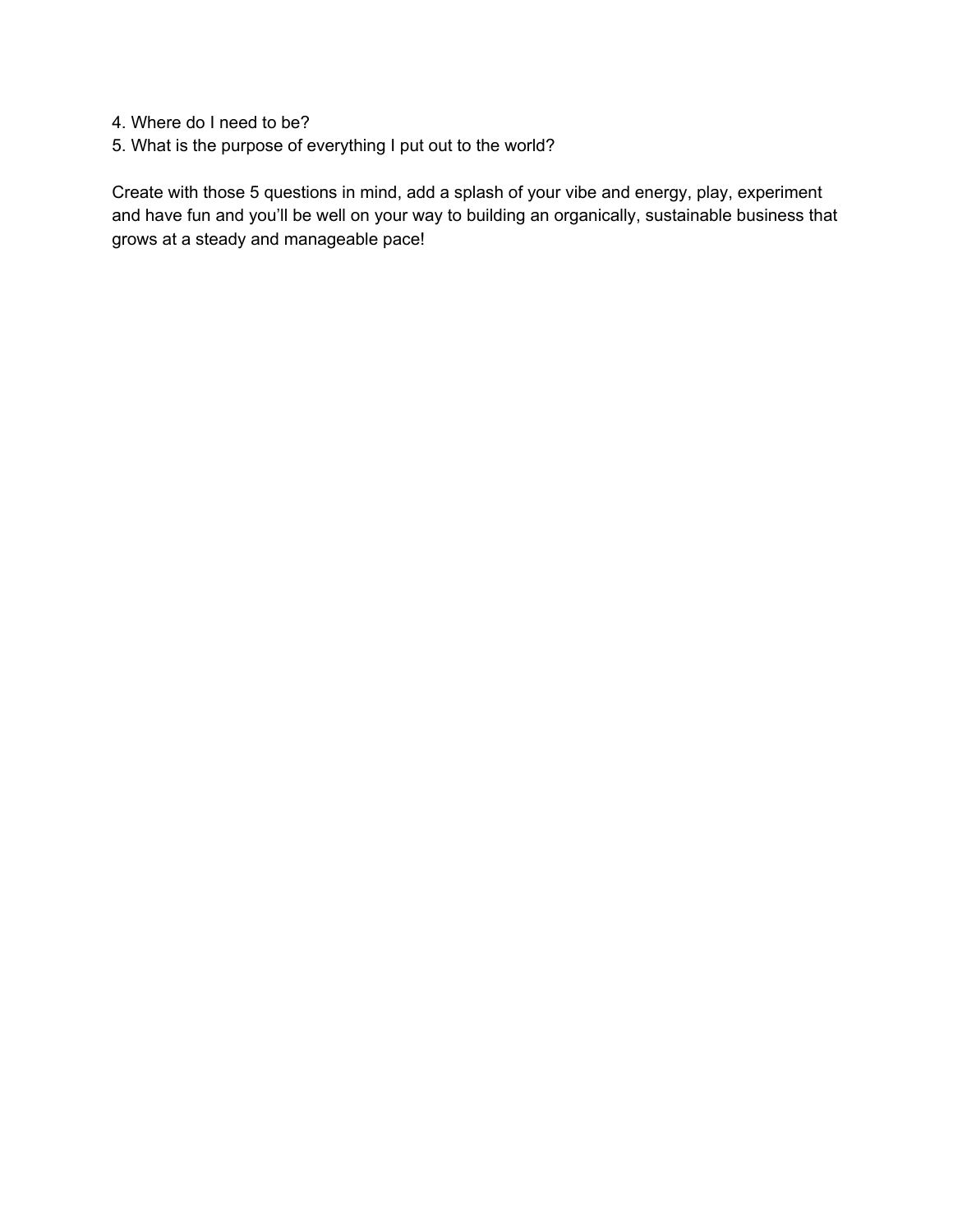4. Where do I need to be?
5. What is the purpose of everything I put out to the world?

Create with those 5 questions in mind, add a splash of your vibe and energy, play, experiment and have fun and you'll be well on your way to building an organically, sustainable business that grows at a steady and manageable pace!